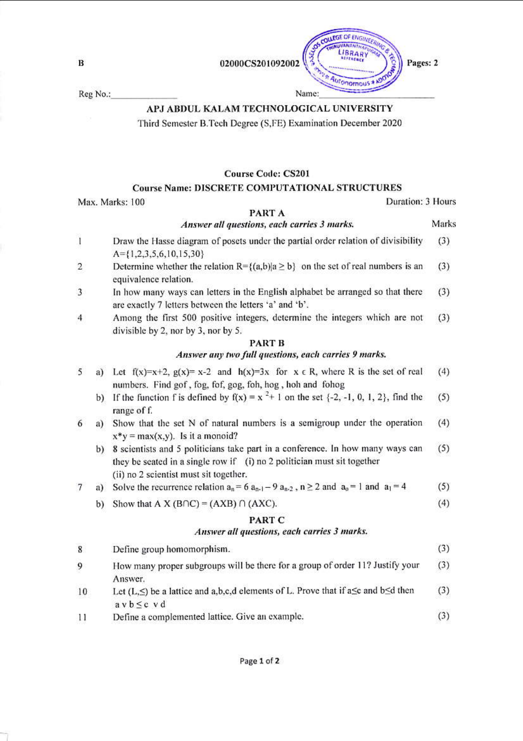B

02000CS201092002

Pages: 2

Reg No.:_______________ Name:_______________________

## APJ ABDUL KALAM TECHNOLOGICAL UNIVERSITY

Third Semester B.Tech Degree (S,FE) Examination December 2020

**Course Code: CS201**

**Course Name: DISCRETE COMPUTATIONAL STRUCTURES**

Max. Marks: 100 Duration: 3 Hours

### PART A

*Answer all questions, each carries 3 marks.*

| | | | Marks |
|---|---|---|---|
| 1 | | Draw the Hasse diagram of posets under the partial order relation of divisibility A={1,2,3,5,6,10,15,30} | (3) |
| 2 | | Determine whether the relation $R=\{(a,b)\|a \geq b\}$ on the set of real numbers is an equivalence relation. | (3) |
| 3 | | In how many ways can letters in the English alphabet be arranged so that there are exactly 7 letters between the letters 'a' and 'b'. | (3) |
| 4 | | Among the first 500 positive integers, determine the integers which are not divisible by 2, nor by 3, nor by 5. | (3) |

### PART B

*Answer any two full questions, each carries 9 marks.*

| | | | |
|---|---|---|---|
| 5 | a) | Let $f(x)=x+2$, $g(x)= x-2$ and $h(x)=3x$ for $x \in R$, where R is the set of real numbers. Find gof, fog, fof, gog, foh, hog, hoh and fohog | (4) |
| | b) | If the function f is defined by $f(x) = x^2+ 1$ on the set {-2, -1, 0, 1, 2}, find the range of f. | (5) |
| 6 | a) | Show that the set N of natural numbers is a semigroup under the operation $x*y = \max(x,y)$. Is it a monoid? | (4) |
| | b) | 8 scientists and 5 politicians take part in a conference. In how many ways can they be seated in a single row if (i) no 2 politician must sit together (ii) no 2 scientist must sit together. | (5) |
| 7 | a) | Solve the recurrence relation $a_n = 6\, a_{n-1} - 9\, a_{n-2}$ , $n \geq 2$ and $a_0 = 1$ and $a_1 = 4$ | (5) |
| | b) | Show that $A \times (B \cap C) = (A \times B) \cap (A \times C)$. | (4) |

### PART C

*Answer all questions, each carries 3 marks.*

| | | | |
|---|---|---|---|
| 8 | | Define group homomorphism. | (3) |
| 9 | | How many proper subgroups will be there for a group of order 11? Justify your Answer. | (3) |
| 10 | | Let $(L,\leq)$ be a lattice and a,b,c,d elements of L. Prove that if $a\leq c$ and $b\leq d$ then $a \vee b \leq c \vee d$ | (3) |
| 11 | | Define a complemented lattice. Give an example. | (3) |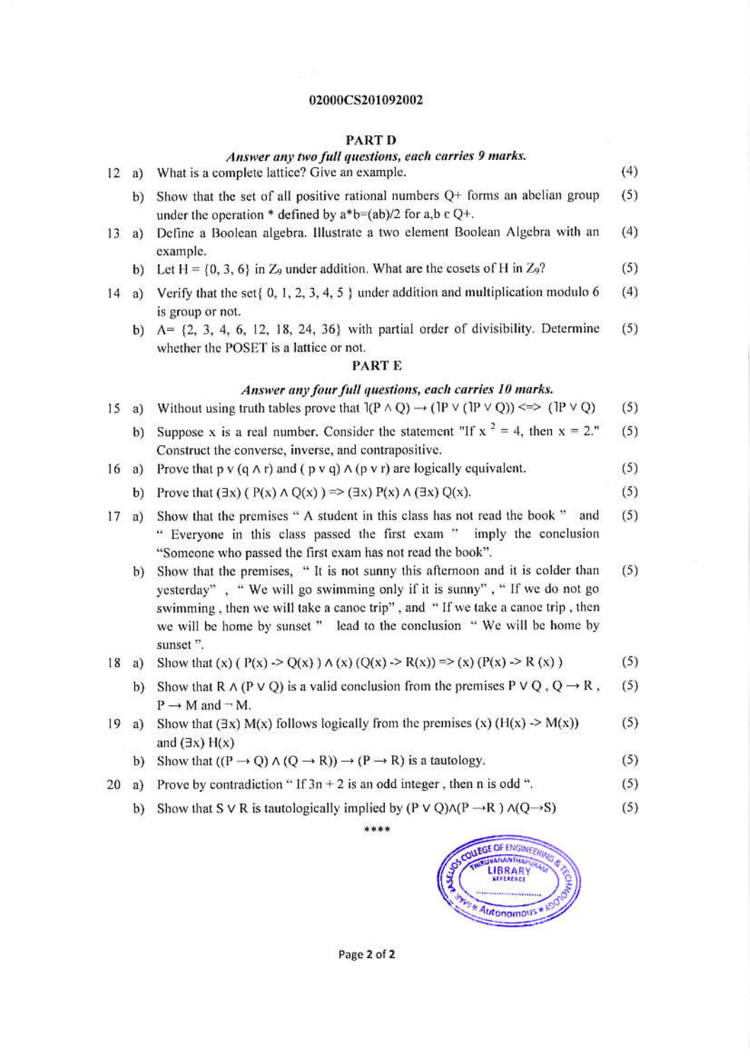02000CS201092002

## PART D

*Answer any two full questions, each carries 9 marks.*

| | | | |
|---|---|---|---|
| 12 | a) | What is a complete lattice? Give an example. | (4) |
| | b) | Show that the set of all positive rational numbers Q+ forms an abelian group under the operation * defined by $a*b=(ab)/2$ for $a,b \in Q+$. | (5) |
| 13 | a) | Define a Boolean algebra. Illustrate a two element Boolean Algebra with an example. | (4) |
| | b) | Let $H = \{0, 3, 6\}$ in $Z_9$ under addition. What are the cosets of H in $Z_9$? | (5) |
| 14 | a) | Verify that the set{ 0, 1, 2, 3, 4, 5 } under addition and multiplication modulo 6 is group or not. | (4) |
| | b) | A= {2, 3, 4, 6, 12, 18, 24, 36} with partial order of divisibility. Determine whether the POSET is a lattice or not. | (5) |

## PART E

*Answer any four full questions, each carries 10 marks.*

| | | | |
|---|---|---|---|
| 15 | a) | Without using truth tables prove that $\neg(P \wedge Q) \rightarrow (\neg P \vee (\neg P \vee Q)) \Leftrightarrow (\neg P \vee Q)$ | (5) |
| | b) | Suppose x is a real number. Consider the statement "If $x^2 = 4$, then $x = 2$." Construct the converse, inverse, and contrapositive. | (5) |
| 16 | a) | Prove that $p \vee (q \wedge r)$ and $(p \vee q) \wedge (p \vee r)$ are logically equivalent. | (5) |
| | b) | Prove that $(\exists x)(P(x) \wedge Q(x)) \Rightarrow (\exists x) P(x) \wedge (\exists x) Q(x)$. | (5) |
| 17 | a) | Show that the premises " A student in this class has not read the book " and " Everyone in this class passed the first exam " imply the conclusion "Someone who passed the first exam has not read the book". | (5) |
| | b) | Show that the premises, " It is not sunny this afternoon and it is colder than yesterday" , " We will go swimming only if it is sunny" , " If we do not go swimming , then we will take a canoe trip" , and " If we take a canoe trip , then we will be home by sunset " lead to the conclusion " We will be home by sunset ". | (5) |
| 18 | a) | Show that $(x)(P(x) \rightarrow Q(x)) \wedge (x)(Q(x) \rightarrow R(x)) \Rightarrow (x)(P(x) \rightarrow R(x))$ | (5) |
| | b) | Show that $R \wedge (P \vee Q)$ is a valid conclusion from the premises $P \vee Q$ , $Q \rightarrow R$ , $P \rightarrow M$ and $\neg M$. | (5) |
| 19 | a) | Show that $(\exists x) M(x)$ follows logically from the premises $(x)(H(x) \rightarrow M(x))$ and $(\exists x) H(x)$ | (5) |
| | b) | Show that $((P \rightarrow Q) \wedge (Q \rightarrow R)) \rightarrow (P \rightarrow R)$ is a tautology. | (5) |
| 20 | a) | Prove by contradiction " If $3n + 2$ is an odd integer , then n is odd ". | (5) |
| | b) | Show that $S \vee R$ is tautologically implied by $(P \vee Q) \wedge (P \rightarrow R) \wedge (Q \rightarrow S)$ | (5) |

****